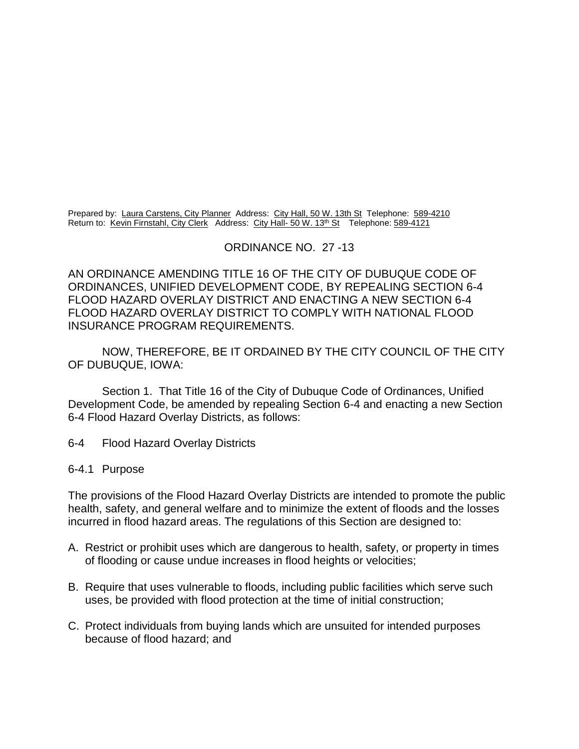Prepared by: Laura Carstens, City Planner Address: City Hall, 50 W. 13th St Telephone: 589-4210
Return to: Kevin Firnstahl, City Clerk Address: City Hall- 50 W. 13th St Telephone: 589-4121

# ORDINANCE NO. 27 -13

AN ORDINANCE AMENDING TITLE 16 OF THE CITY OF DUBUQUE CODE OF ORDINANCES, UNIFIED DEVELOPMENT CODE, BY REPEALING SECTION 6-4 FLOOD HAZARD OVERLAY DISTRICT AND ENACTING A NEW SECTION 6-4 FLOOD HAZARD OVERLAY DISTRICT TO COMPLY WITH NATIONAL FLOOD INSURANCE PROGRAM REQUIREMENTS.

NOW, THEREFORE, BE IT ORDAINED BY THE CITY COUNCIL OF THE CITY OF DUBUQUE, IOWA:

Section 1. That Title 16 of the City of Dubuque Code of Ordinances, Unified Development Code, be amended by repealing Section 6-4 and enacting a new Section 6-4 Flood Hazard Overlay Districts, as follows:

## 6-4 Flood Hazard Overlay Districts

### 6-4.1 Purpose

The provisions of the Flood Hazard Overlay Districts are intended to promote the public health, safety, and general welfare and to minimize the extent of floods and the losses incurred in flood hazard areas. The regulations of this Section are designed to:

A. Restrict or prohibit uses which are dangerous to health, safety, or property in times of flooding or cause undue increases in flood heights or velocities;

B. Require that uses vulnerable to floods, including public facilities which serve such uses, be provided with flood protection at the time of initial construction;

C. Protect individuals from buying lands which are unsuited for intended purposes because of flood hazard; and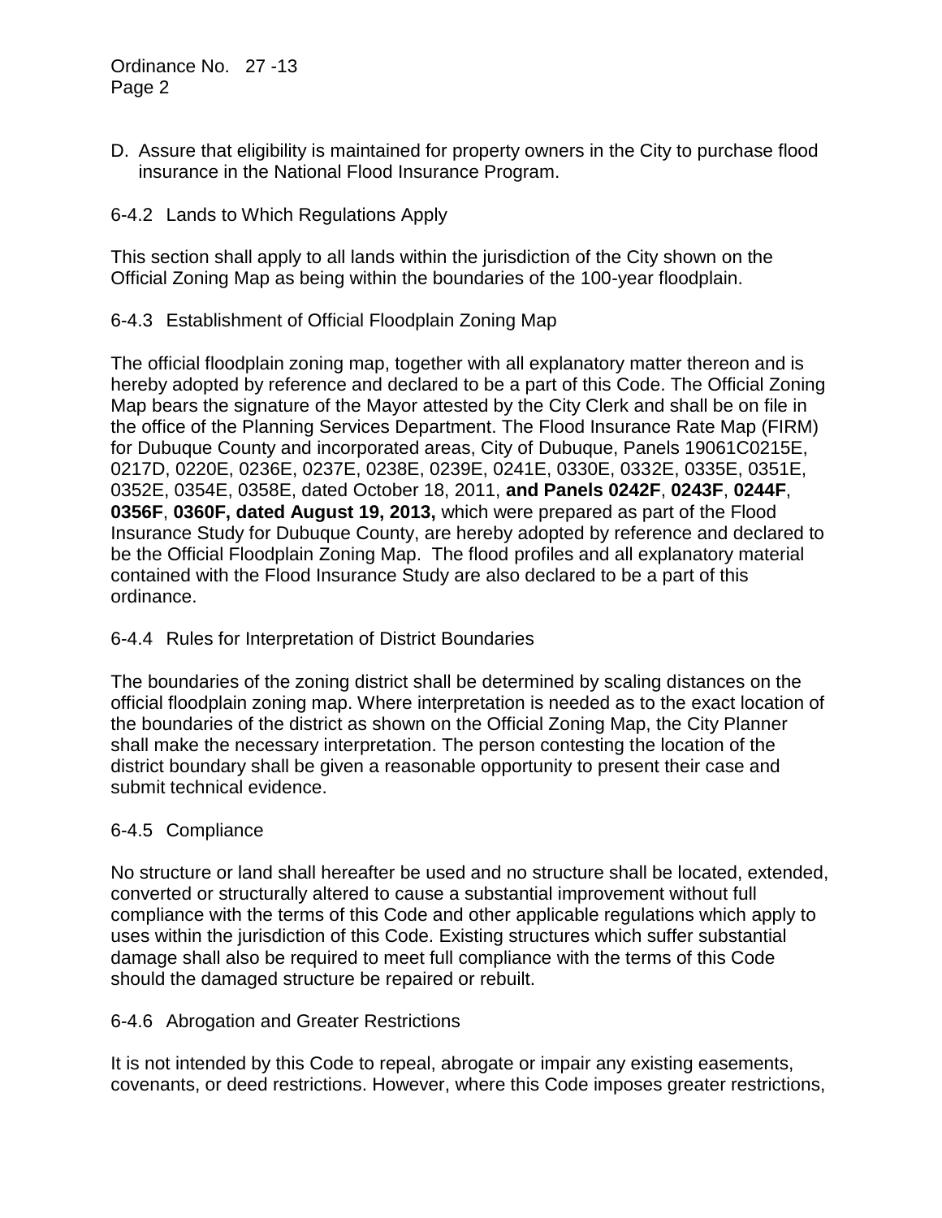D. Assure that eligibility is maintained for property owners in the City to purchase flood insurance in the National Flood Insurance Program.

6-4.2 Lands to Which Regulations Apply

This section shall apply to all lands within the jurisdiction of the City shown on the Official Zoning Map as being within the boundaries of the 100-year floodplain.

6-4.3 Establishment of Official Floodplain Zoning Map

The official floodplain zoning map, together with all explanatory matter thereon and is hereby adopted by reference and declared to be a part of this Code. The Official Zoning Map bears the signature of the Mayor attested by the City Clerk and shall be on file in the office of the Planning Services Department. The Flood Insurance Rate Map (FIRM) for Dubuque County and incorporated areas, City of Dubuque, Panels 19061C0215E, 0217D, 0220E, 0236E, 0237E, 0238E, 0239E, 0241E, 0330E, 0332E, 0335E, 0351E, 0352E, 0354E, 0358E, dated October 18, 2011, **and Panels 0242F**, **0243F**, **0244F**, **0356F**, **0360F, dated August 19, 2013,** which were prepared as part of the Flood Insurance Study for Dubuque County, are hereby adopted by reference and declared to be the Official Floodplain Zoning Map. The flood profiles and all explanatory material contained with the Flood Insurance Study are also declared to be a part of this ordinance.

6-4.4 Rules for Interpretation of District Boundaries

The boundaries of the zoning district shall be determined by scaling distances on the official floodplain zoning map. Where interpretation is needed as to the exact location of the boundaries of the district as shown on the Official Zoning Map, the City Planner shall make the necessary interpretation. The person contesting the location of the district boundary shall be given a reasonable opportunity to present their case and submit technical evidence.

6-4.5 Compliance

No structure or land shall hereafter be used and no structure shall be located, extended, converted or structurally altered to cause a substantial improvement without full compliance with the terms of this Code and other applicable regulations which apply to uses within the jurisdiction of this Code. Existing structures which suffer substantial damage shall also be required to meet full compliance with the terms of this Code should the damaged structure be repaired or rebuilt.

6-4.6 Abrogation and Greater Restrictions

It is not intended by this Code to repeal, abrogate or impair any existing easements, covenants, or deed restrictions. However, where this Code imposes greater restrictions,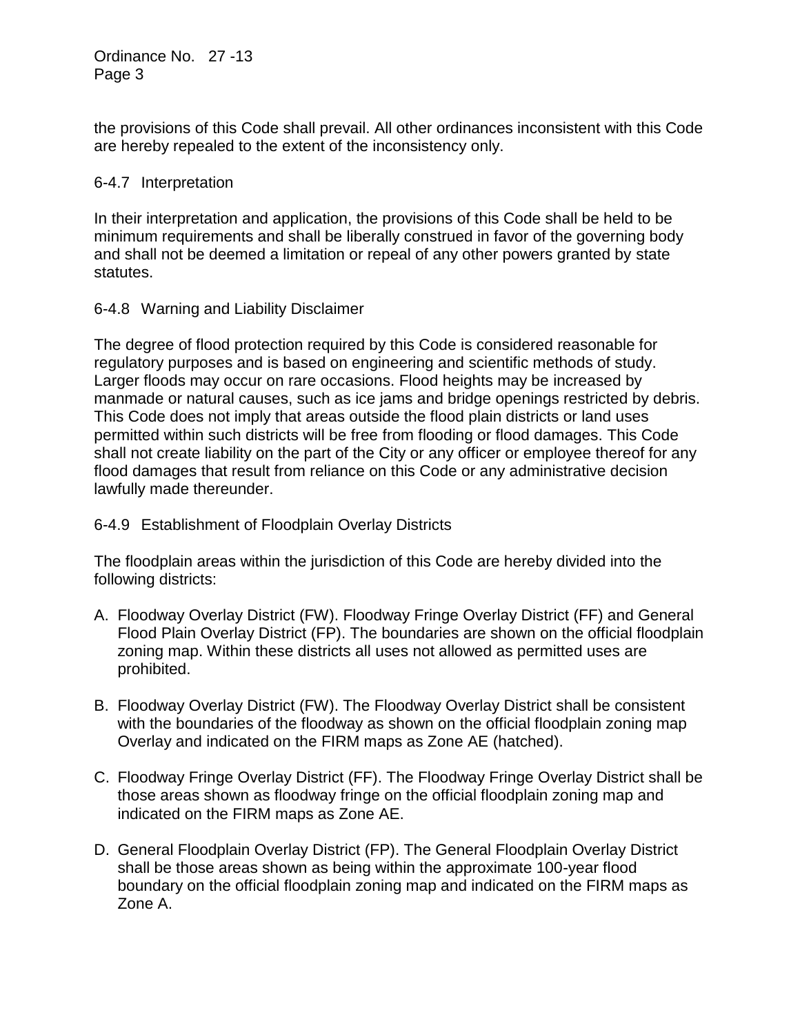the provisions of this Code shall prevail. All other ordinances inconsistent with this Code are hereby repealed to the extent of the inconsistency only.

### 6-4.7 Interpretation

In their interpretation and application, the provisions of this Code shall be held to be minimum requirements and shall be liberally construed in favor of the governing body and shall not be deemed a limitation or repeal of any other powers granted by state statutes.

### 6-4.8 Warning and Liability Disclaimer

The degree of flood protection required by this Code is considered reasonable for regulatory purposes and is based on engineering and scientific methods of study. Larger floods may occur on rare occasions. Flood heights may be increased by manmade or natural causes, such as ice jams and bridge openings restricted by debris. This Code does not imply that areas outside the flood plain districts or land uses permitted within such districts will be free from flooding or flood damages. This Code shall not create liability on the part of the City or any officer or employee thereof for any flood damages that result from reliance on this Code or any administrative decision lawfully made thereunder.

### 6-4.9 Establishment of Floodplain Overlay Districts

The floodplain areas within the jurisdiction of this Code are hereby divided into the following districts:

A. Floodway Overlay District (FW). Floodway Fringe Overlay District (FF) and General Flood Plain Overlay District (FP). The boundaries are shown on the official floodplain zoning map. Within these districts all uses not allowed as permitted uses are prohibited.

B. Floodway Overlay District (FW). The Floodway Overlay District shall be consistent with the boundaries of the floodway as shown on the official floodplain zoning map Overlay and indicated on the FIRM maps as Zone AE (hatched).

C. Floodway Fringe Overlay District (FF). The Floodway Fringe Overlay District shall be those areas shown as floodway fringe on the official floodplain zoning map and indicated on the FIRM maps as Zone AE.

D. General Floodplain Overlay District (FP). The General Floodplain Overlay District shall be those areas shown as being within the approximate 100-year flood boundary on the official floodplain zoning map and indicated on the FIRM maps as Zone A.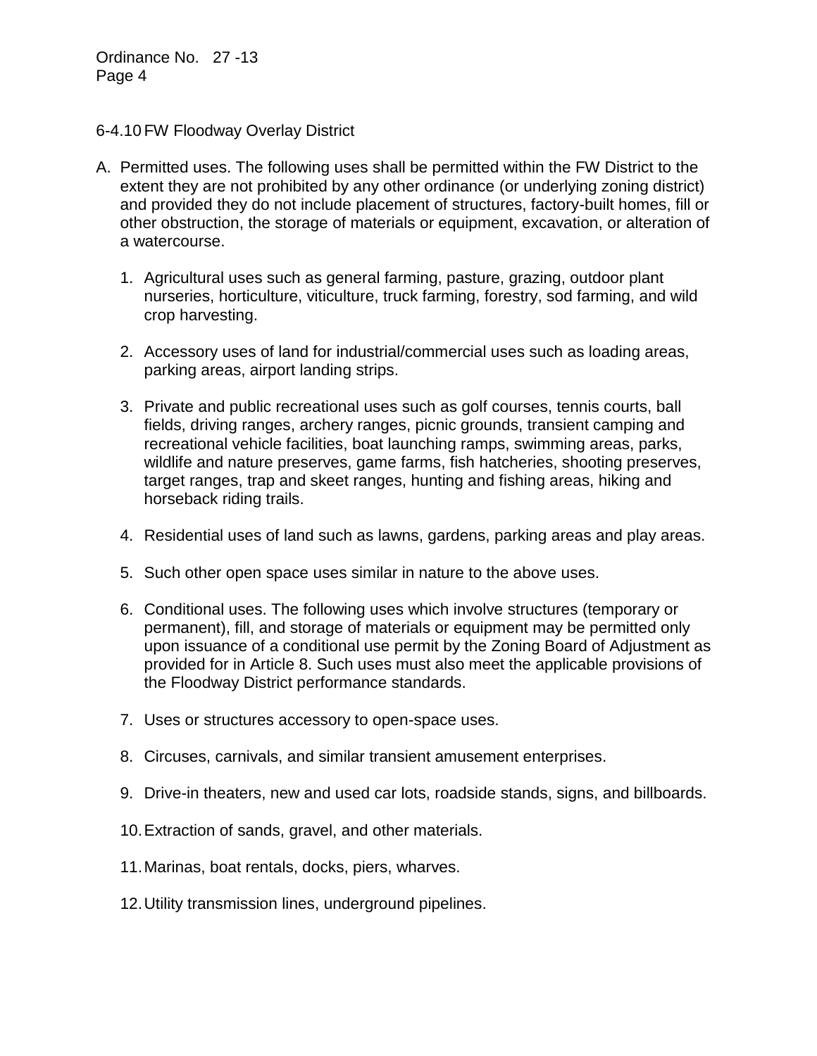6-4.10 FW Floodway Overlay District

A. Permitted uses. The following uses shall be permitted within the FW District to the extent they are not prohibited by any other ordinance (or underlying zoning district) and provided they do not include placement of structures, factory-built homes, fill or other obstruction, the storage of materials or equipment, excavation, or alteration of a watercourse.

   1. Agricultural uses such as general farming, pasture, grazing, outdoor plant nurseries, horticulture, viticulture, truck farming, forestry, sod farming, and wild crop harvesting.

   2. Accessory uses of land for industrial/commercial uses such as loading areas, parking areas, airport landing strips.

   3. Private and public recreational uses such as golf courses, tennis courts, ball fields, driving ranges, archery ranges, picnic grounds, transient camping and recreational vehicle facilities, boat launching ramps, swimming areas, parks, wildlife and nature preserves, game farms, fish hatcheries, shooting preserves, target ranges, trap and skeet ranges, hunting and fishing areas, hiking and horseback riding trails.

   4. Residential uses of land such as lawns, gardens, parking areas and play areas.

   5. Such other open space uses similar in nature to the above uses.

   6. Conditional uses. The following uses which involve structures (temporary or permanent), fill, and storage of materials or equipment may be permitted only upon issuance of a conditional use permit by the Zoning Board of Adjustment as provided for in Article 8. Such uses must also meet the applicable provisions of the Floodway District performance standards.

   7. Uses or structures accessory to open-space uses.

   8. Circuses, carnivals, and similar transient amusement enterprises.

   9. Drive-in theaters, new and used car lots, roadside stands, signs, and billboards.

   10. Extraction of sands, gravel, and other materials.

   11. Marinas, boat rentals, docks, piers, wharves.

   12. Utility transmission lines, underground pipelines.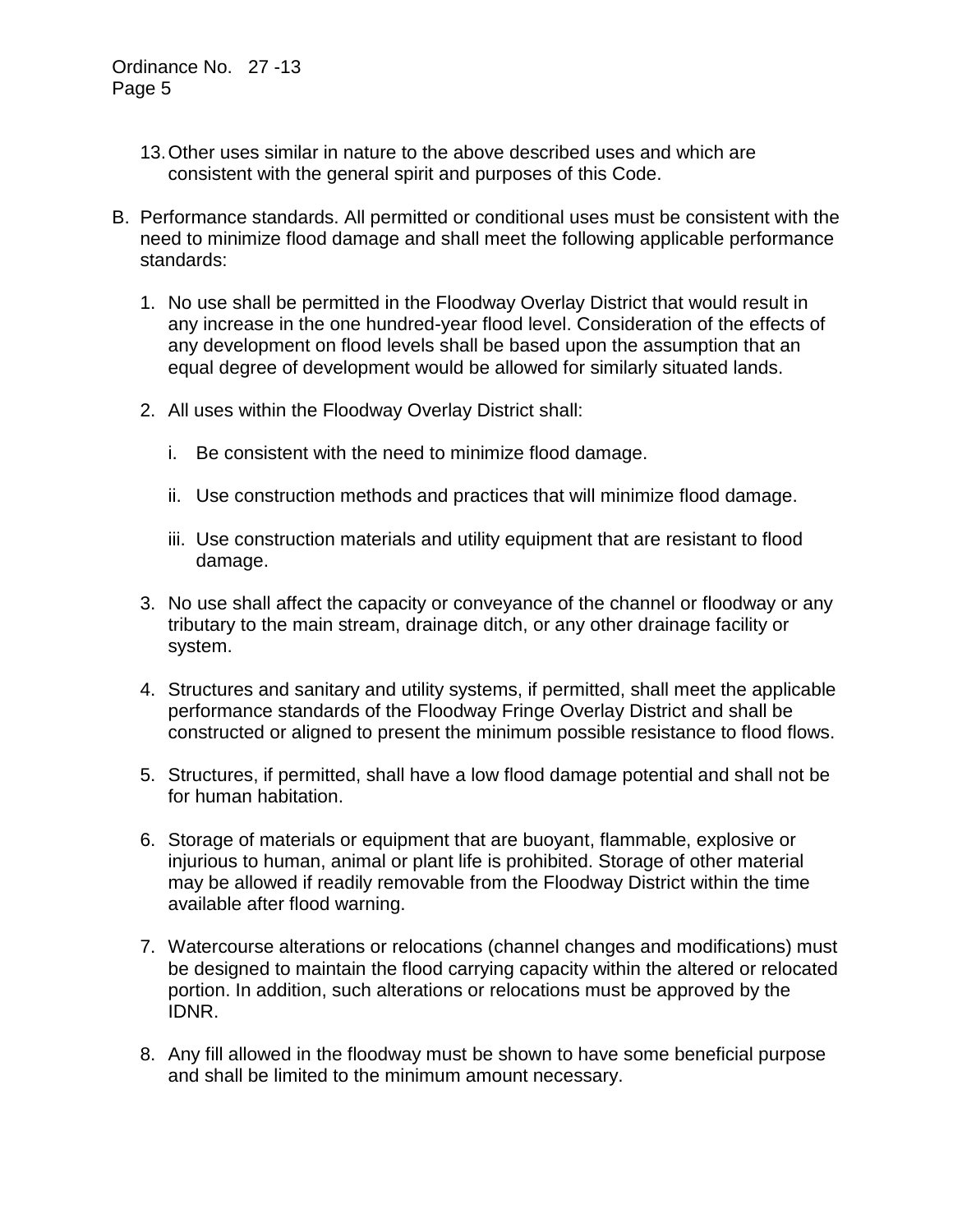13. Other uses similar in nature to the above described uses and which are consistent with the general spirit and purposes of this Code.

B. Performance standards. All permitted or conditional uses must be consistent with the need to minimize flood damage and shall meet the following applicable performance standards:

   1. No use shall be permitted in the Floodway Overlay District that would result in any increase in the one hundred-year flood level. Consideration of the effects of any development on flood levels shall be based upon the assumption that an equal degree of development would be allowed for similarly situated lands.

   2. All uses within the Floodway Overlay District shall:

      i. Be consistent with the need to minimize flood damage.

      ii. Use construction methods and practices that will minimize flood damage.

      iii. Use construction materials and utility equipment that are resistant to flood damage.

   3. No use shall affect the capacity or conveyance of the channel or floodway or any tributary to the main stream, drainage ditch, or any other drainage facility or system.

   4. Structures and sanitary and utility systems, if permitted, shall meet the applicable performance standards of the Floodway Fringe Overlay District and shall be constructed or aligned to present the minimum possible resistance to flood flows.

   5. Structures, if permitted, shall have a low flood damage potential and shall not be for human habitation.

   6. Storage of materials or equipment that are buoyant, flammable, explosive or injurious to human, animal or plant life is prohibited. Storage of other material may be allowed if readily removable from the Floodway District within the time available after flood warning.

   7. Watercourse alterations or relocations (channel changes and modifications) must be designed to maintain the flood carrying capacity within the altered or relocated portion. In addition, such alterations or relocations must be approved by the IDNR.

   8. Any fill allowed in the floodway must be shown to have some beneficial purpose and shall be limited to the minimum amount necessary.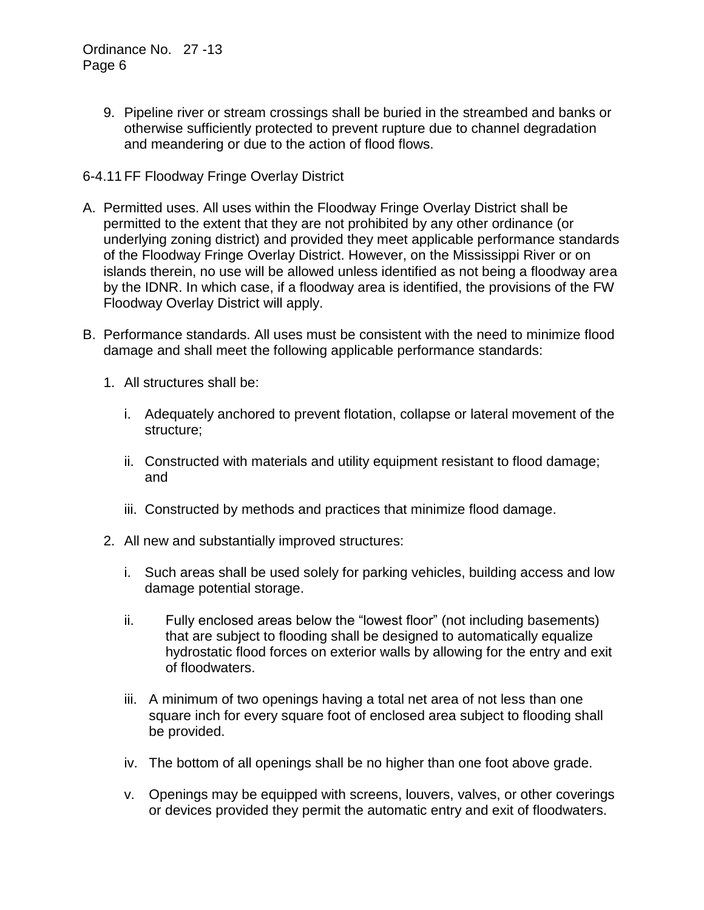9. Pipeline river or stream crossings shall be buried in the streambed and banks or otherwise sufficiently protected to prevent rupture due to channel degradation and meandering or due to the action of flood flows.

6-4.11 FF Floodway Fringe Overlay District

A. Permitted uses. All uses within the Floodway Fringe Overlay District shall be permitted to the extent that they are not prohibited by any other ordinance (or underlying zoning district) and provided they meet applicable performance standards of the Floodway Fringe Overlay District. However, on the Mississippi River or on islands therein, no use will be allowed unless identified as not being a floodway area by the IDNR. In which case, if a floodway area is identified, the provisions of the FW Floodway Overlay District will apply.

B. Performance standards. All uses must be consistent with the need to minimize flood damage and shall meet the following applicable performance standards:

   1. All structures shall be:

      i. Adequately anchored to prevent flotation, collapse or lateral movement of the structure;

      ii. Constructed with materials and utility equipment resistant to flood damage; and

      iii. Constructed by methods and practices that minimize flood damage.

   2. All new and substantially improved structures:

      i. Such areas shall be used solely for parking vehicles, building access and low damage potential storage.

      ii. Fully enclosed areas below the "lowest floor" (not including basements) that are subject to flooding shall be designed to automatically equalize hydrostatic flood forces on exterior walls by allowing for the entry and exit of floodwaters.

      iii. A minimum of two openings having a total net area of not less than one square inch for every square foot of enclosed area subject to flooding shall be provided.

      iv. The bottom of all openings shall be no higher than one foot above grade.

      v. Openings may be equipped with screens, louvers, valves, or other coverings or devices provided they permit the automatic entry and exit of floodwaters.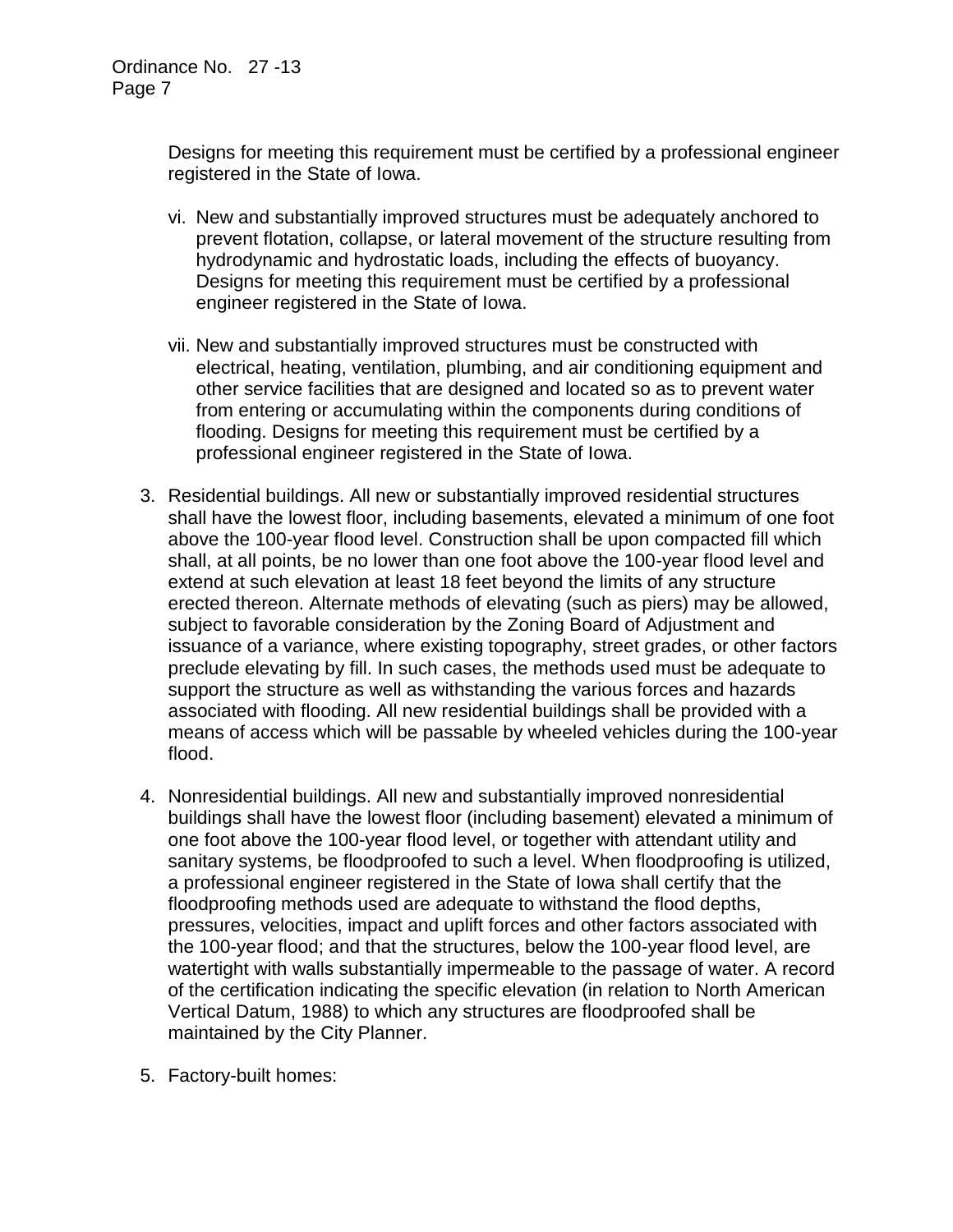Designs for meeting this requirement must be certified by a professional engineer registered in the State of Iowa.

vi. New and substantially improved structures must be adequately anchored to prevent flotation, collapse, or lateral movement of the structure resulting from hydrodynamic and hydrostatic loads, including the effects of buoyancy. Designs for meeting this requirement must be certified by a professional engineer registered in the State of Iowa.

vii. New and substantially improved structures must be constructed with electrical, heating, ventilation, plumbing, and air conditioning equipment and other service facilities that are designed and located so as to prevent water from entering or accumulating within the components during conditions of flooding. Designs for meeting this requirement must be certified by a professional engineer registered in the State of Iowa.

3. Residential buildings. All new or substantially improved residential structures shall have the lowest floor, including basements, elevated a minimum of one foot above the 100-year flood level. Construction shall be upon compacted fill which shall, at all points, be no lower than one foot above the 100-year flood level and extend at such elevation at least 18 feet beyond the limits of any structure erected thereon. Alternate methods of elevating (such as piers) may be allowed, subject to favorable consideration by the Zoning Board of Adjustment and issuance of a variance, where existing topography, street grades, or other factors preclude elevating by fill. In such cases, the methods used must be adequate to support the structure as well as withstanding the various forces and hazards associated with flooding. All new residential buildings shall be provided with a means of access which will be passable by wheeled vehicles during the 100-year flood.

4. Nonresidential buildings. All new and substantially improved nonresidential buildings shall have the lowest floor (including basement) elevated a minimum of one foot above the 100-year flood level, or together with attendant utility and sanitary systems, be floodproofed to such a level. When floodproofing is utilized, a professional engineer registered in the State of Iowa shall certify that the floodproofing methods used are adequate to withstand the flood depths, pressures, velocities, impact and uplift forces and other factors associated with the 100-year flood; and that the structures, below the 100-year flood level, are watertight with walls substantially impermeable to the passage of water. A record of the certification indicating the specific elevation (in relation to North American Vertical Datum, 1988) to which any structures are floodproofed shall be maintained by the City Planner.

5. Factory-built homes: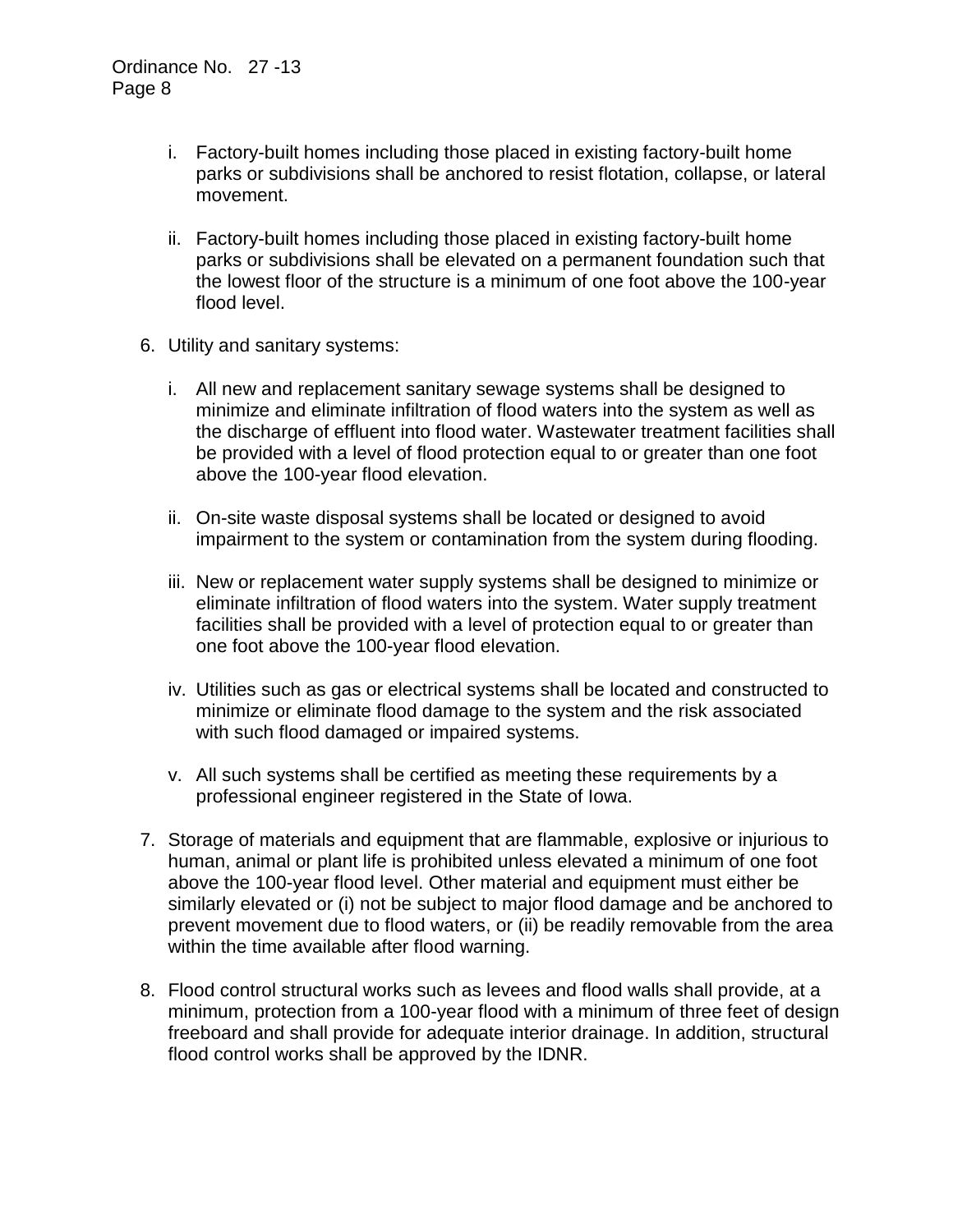i. Factory-built homes including those placed in existing factory-built home parks or subdivisions shall be anchored to resist flotation, collapse, or lateral movement.

   ii. Factory-built homes including those placed in existing factory-built home parks or subdivisions shall be elevated on a permanent foundation such that the lowest floor of the structure is a minimum of one foot above the 100-year flood level.

6. Utility and sanitary systems:

   i. All new and replacement sanitary sewage systems shall be designed to minimize and eliminate infiltration of flood waters into the system as well as the discharge of effluent into flood water. Wastewater treatment facilities shall be provided with a level of flood protection equal to or greater than one foot above the 100-year flood elevation.

   ii. On-site waste disposal systems shall be located or designed to avoid impairment to the system or contamination from the system during flooding.

   iii. New or replacement water supply systems shall be designed to minimize or eliminate infiltration of flood waters into the system. Water supply treatment facilities shall be provided with a level of protection equal to or greater than one foot above the 100-year flood elevation.

   iv. Utilities such as gas or electrical systems shall be located and constructed to minimize or eliminate flood damage to the system and the risk associated with such flood damaged or impaired systems.

   v. All such systems shall be certified as meeting these requirements by a professional engineer registered in the State of Iowa.

7. Storage of materials and equipment that are flammable, explosive or injurious to human, animal or plant life is prohibited unless elevated a minimum of one foot above the 100-year flood level. Other material and equipment must either be similarly elevated or (i) not be subject to major flood damage and be anchored to prevent movement due to flood waters, or (ii) be readily removable from the area within the time available after flood warning.

8. Flood control structural works such as levees and flood walls shall provide, at a minimum, protection from a 100-year flood with a minimum of three feet of design freeboard and shall provide for adequate interior drainage. In addition, structural flood control works shall be approved by the IDNR.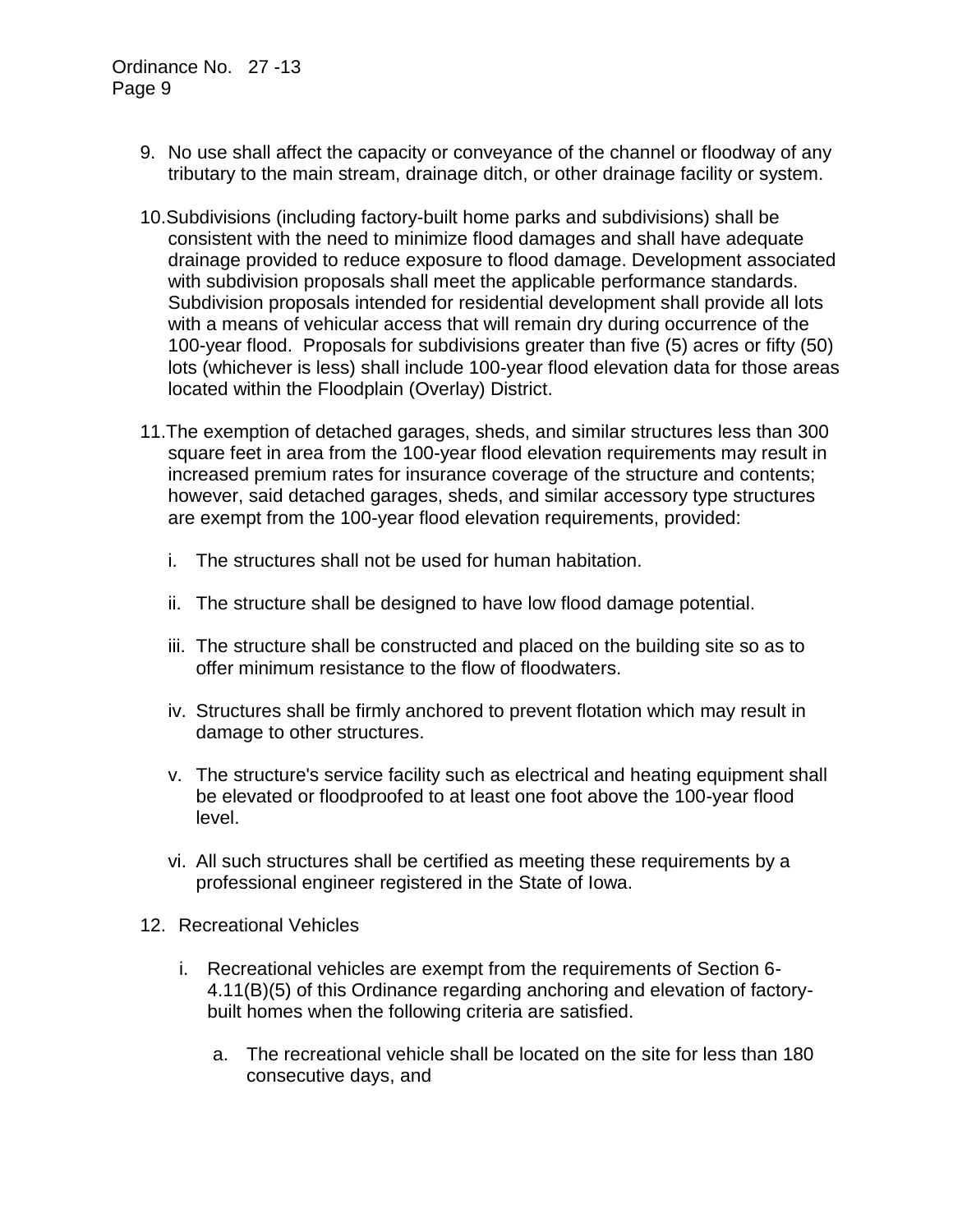9. No use shall affect the capacity or conveyance of the channel or floodway of any tributary to the main stream, drainage ditch, or other drainage facility or system.

10. Subdivisions (including factory-built home parks and subdivisions) shall be consistent with the need to minimize flood damages and shall have adequate drainage provided to reduce exposure to flood damage. Development associated with subdivision proposals shall meet the applicable performance standards. Subdivision proposals intended for residential development shall provide all lots with a means of vehicular access that will remain dry during occurrence of the 100-year flood. Proposals for subdivisions greater than five (5) acres or fifty (50) lots (whichever is less) shall include 100-year flood elevation data for those areas located within the Floodplain (Overlay) District.

11. The exemption of detached garages, sheds, and similar structures less than 300 square feet in area from the 100-year flood elevation requirements may result in increased premium rates for insurance coverage of the structure and contents; however, said detached garages, sheds, and similar accessory type structures are exempt from the 100-year flood elevation requirements, provided:

    i. The structures shall not be used for human habitation.

    ii. The structure shall be designed to have low flood damage potential.

    iii. The structure shall be constructed and placed on the building site so as to offer minimum resistance to the flow of floodwaters.

    iv. Structures shall be firmly anchored to prevent flotation which may result in damage to other structures.

    v. The structure's service facility such as electrical and heating equipment shall be elevated or floodproofed to at least one foot above the 100-year flood level.

    vi. All such structures shall be certified as meeting these requirements by a professional engineer registered in the State of Iowa.

12. Recreational Vehicles

    i. Recreational vehicles are exempt from the requirements of Section 6-4.11(B)(5) of this Ordinance regarding anchoring and elevation of factory-built homes when the following criteria are satisfied.

        a. The recreational vehicle shall be located on the site for less than 180 consecutive days, and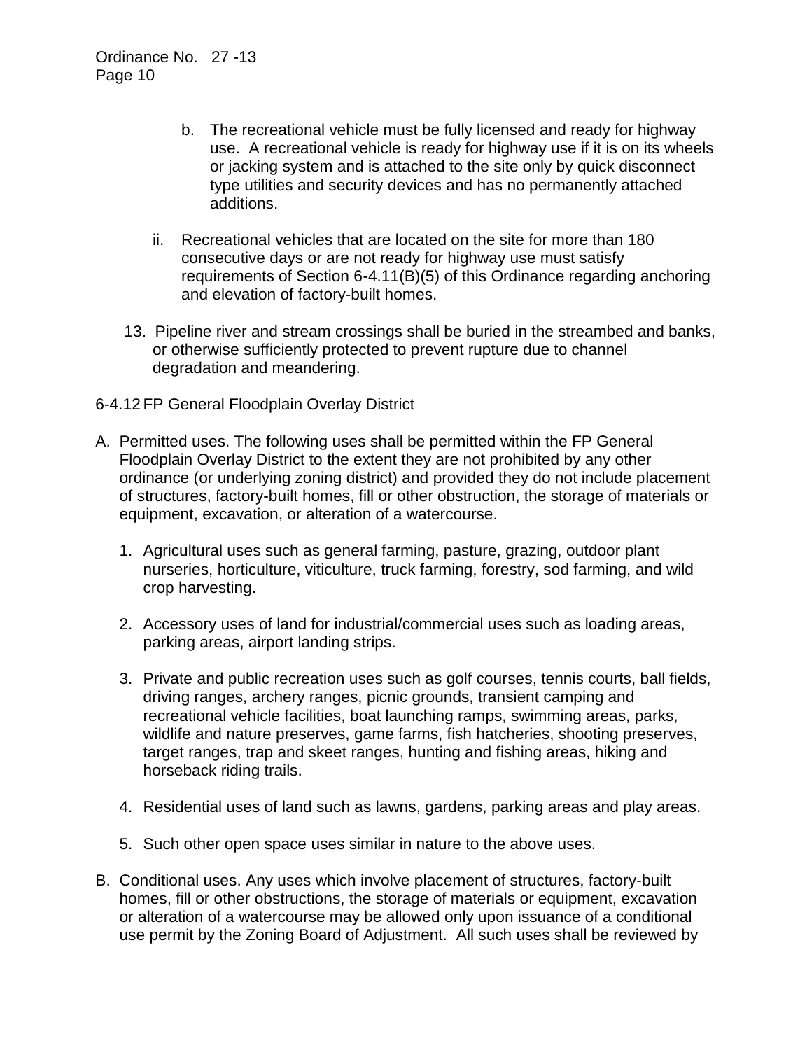b. The recreational vehicle must be fully licensed and ready for highway use. A recreational vehicle is ready for highway use if it is on its wheels or jacking system and is attached to the site only by quick disconnect type utilities and security devices and has no permanently attached additions.

ii. Recreational vehicles that are located on the site for more than 180 consecutive days or are not ready for highway use must satisfy requirements of Section 6-4.11(B)(5) of this Ordinance regarding anchoring and elevation of factory-built homes.

13. Pipeline river and stream crossings shall be buried in the streambed and banks, or otherwise sufficiently protected to prevent rupture due to channel degradation and meandering.

6-4.12 FP General Floodplain Overlay District

A. Permitted uses. The following uses shall be permitted within the FP General Floodplain Overlay District to the extent they are not prohibited by any other ordinance (or underlying zoning district) and provided they do not include placement of structures, factory-built homes, fill or other obstruction, the storage of materials or equipment, excavation, or alteration of a watercourse.

   1. Agricultural uses such as general farming, pasture, grazing, outdoor plant nurseries, horticulture, viticulture, truck farming, forestry, sod farming, and wild crop harvesting.

   2. Accessory uses of land for industrial/commercial uses such as loading areas, parking areas, airport landing strips.

   3. Private and public recreation uses such as golf courses, tennis courts, ball fields, driving ranges, archery ranges, picnic grounds, transient camping and recreational vehicle facilities, boat launching ramps, swimming areas, parks, wildlife and nature preserves, game farms, fish hatcheries, shooting preserves, target ranges, trap and skeet ranges, hunting and fishing areas, hiking and horseback riding trails.

   4. Residential uses of land such as lawns, gardens, parking areas and play areas.

   5. Such other open space uses similar in nature to the above uses.

B. Conditional uses. Any uses which involve placement of structures, factory-built homes, fill or other obstructions, the storage of materials or equipment, excavation or alteration of a watercourse may be allowed only upon issuance of a conditional use permit by the Zoning Board of Adjustment. All such uses shall be reviewed by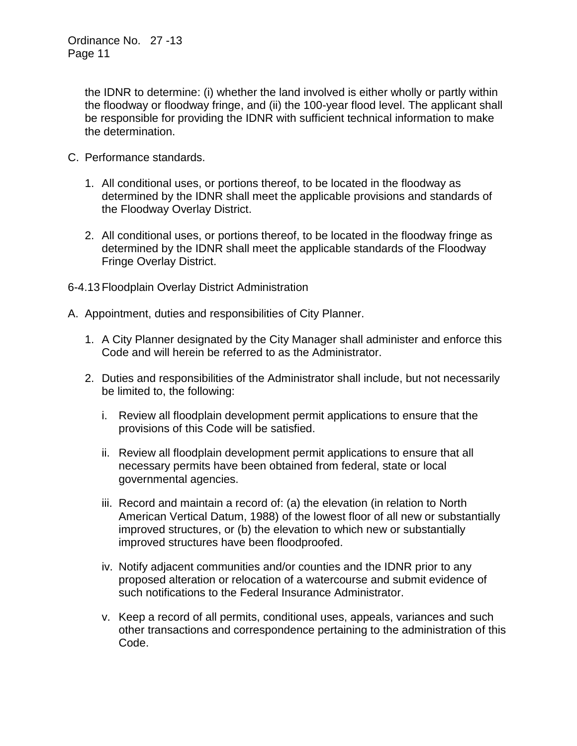the IDNR to determine: (i) whether the land involved is either wholly or partly within the floodway or floodway fringe, and (ii) the 100-year flood level. The applicant shall be responsible for providing the IDNR with sufficient technical information to make the determination.

C. Performance standards.

1. All conditional uses, or portions thereof, to be located in the floodway as determined by the IDNR shall meet the applicable provisions and standards of the Floodway Overlay District.

2. All conditional uses, or portions thereof, to be located in the floodway fringe as determined by the IDNR shall meet the applicable standards of the Floodway Fringe Overlay District.

6-4.13 Floodplain Overlay District Administration

A. Appointment, duties and responsibilities of City Planner.

1. A City Planner designated by the City Manager shall administer and enforce this Code and will herein be referred to as the Administrator.

2. Duties and responsibilities of the Administrator shall include, but not necessarily be limited to, the following:

   i. Review all floodplain development permit applications to ensure that the provisions of this Code will be satisfied.

   ii. Review all floodplain development permit applications to ensure that all necessary permits have been obtained from federal, state or local governmental agencies.

   iii. Record and maintain a record of: (a) the elevation (in relation to North American Vertical Datum, 1988) of the lowest floor of all new or substantially improved structures, or (b) the elevation to which new or substantially improved structures have been floodproofed.

   iv. Notify adjacent communities and/or counties and the IDNR prior to any proposed alteration or relocation of a watercourse and submit evidence of such notifications to the Federal Insurance Administrator.

   v. Keep a record of all permits, conditional uses, appeals, variances and such other transactions and correspondence pertaining to the administration of this Code.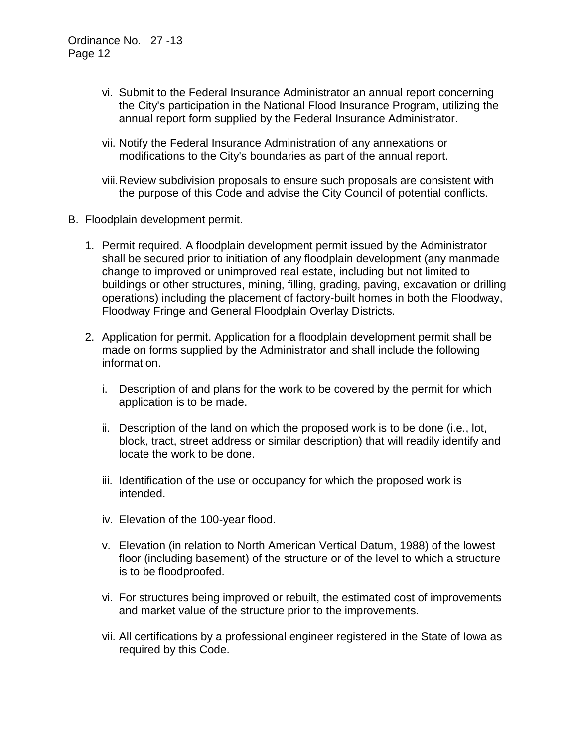vi. Submit to the Federal Insurance Administrator an annual report concerning the City's participation in the National Flood Insurance Program, utilizing the annual report form supplied by the Federal Insurance Administrator.

vii. Notify the Federal Insurance Administration of any annexations or modifications to the City's boundaries as part of the annual report.

viii. Review subdivision proposals to ensure such proposals are consistent with the purpose of this Code and advise the City Council of potential conflicts.

B. Floodplain development permit.

1. Permit required. A floodplain development permit issued by the Administrator shall be secured prior to initiation of any floodplain development (any manmade change to improved or unimproved real estate, including but not limited to buildings or other structures, mining, filling, grading, paving, excavation or drilling operations) including the placement of factory-built homes in both the Floodway, Floodway Fringe and General Floodplain Overlay Districts.

2. Application for permit. Application for a floodplain development permit shall be made on forms supplied by the Administrator and shall include the following information.

   i. Description of and plans for the work to be covered by the permit for which application is to be made.

   ii. Description of the land on which the proposed work is to be done (i.e., lot, block, tract, street address or similar description) that will readily identify and locate the work to be done.

   iii. Identification of the use or occupancy for which the proposed work is intended.

   iv. Elevation of the 100-year flood.

   v. Elevation (in relation to North American Vertical Datum, 1988) of the lowest floor (including basement) of the structure or of the level to which a structure is to be floodproofed.

   vi. For structures being improved or rebuilt, the estimated cost of improvements and market value of the structure prior to the improvements.

   vii. All certifications by a professional engineer registered in the State of Iowa as required by this Code.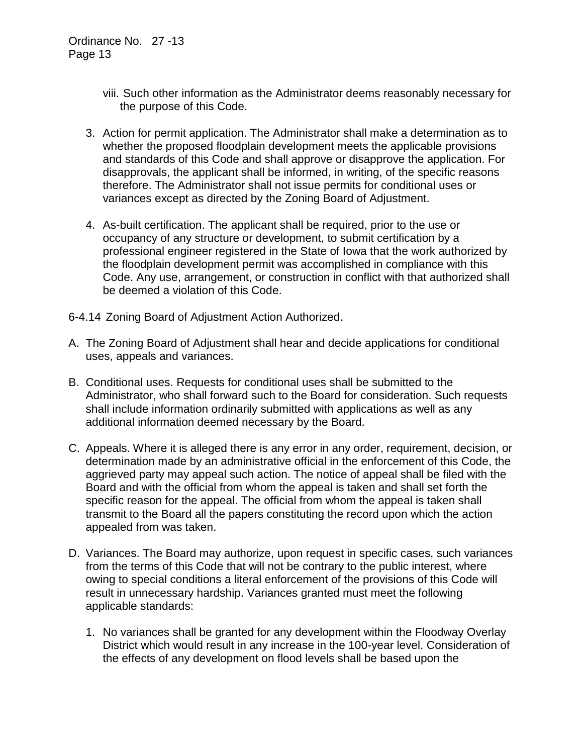viii. Such other information as the Administrator deems reasonably necessary for the purpose of this Code.

3. Action for permit application. The Administrator shall make a determination as to whether the proposed floodplain development meets the applicable provisions and standards of this Code and shall approve or disapprove the application. For disapprovals, the applicant shall be informed, in writing, of the specific reasons therefore. The Administrator shall not issue permits for conditional uses or variances except as directed by the Zoning Board of Adjustment.

4. As-built certification. The applicant shall be required, prior to the use or occupancy of any structure or development, to submit certification by a professional engineer registered in the State of Iowa that the work authorized by the floodplain development permit was accomplished in compliance with this Code. Any use, arrangement, or construction in conflict with that authorized shall be deemed a violation of this Code.

6-4.14 Zoning Board of Adjustment Action Authorized.

A. The Zoning Board of Adjustment shall hear and decide applications for conditional uses, appeals and variances.

B. Conditional uses. Requests for conditional uses shall be submitted to the Administrator, who shall forward such to the Board for consideration. Such requests shall include information ordinarily submitted with applications as well as any additional information deemed necessary by the Board.

C. Appeals. Where it is alleged there is any error in any order, requirement, decision, or determination made by an administrative official in the enforcement of this Code, the aggrieved party may appeal such action. The notice of appeal shall be filed with the Board and with the official from whom the appeal is taken and shall set forth the specific reason for the appeal. The official from whom the appeal is taken shall transmit to the Board all the papers constituting the record upon which the action appealed from was taken.

D. Variances. The Board may authorize, upon request in specific cases, such variances from the terms of this Code that will not be contrary to the public interest, where owing to special conditions a literal enforcement of the provisions of this Code will result in unnecessary hardship. Variances granted must meet the following applicable standards:

   1. No variances shall be granted for any development within the Floodway Overlay District which would result in any increase in the 100-year level. Consideration of the effects of any development on flood levels shall be based upon the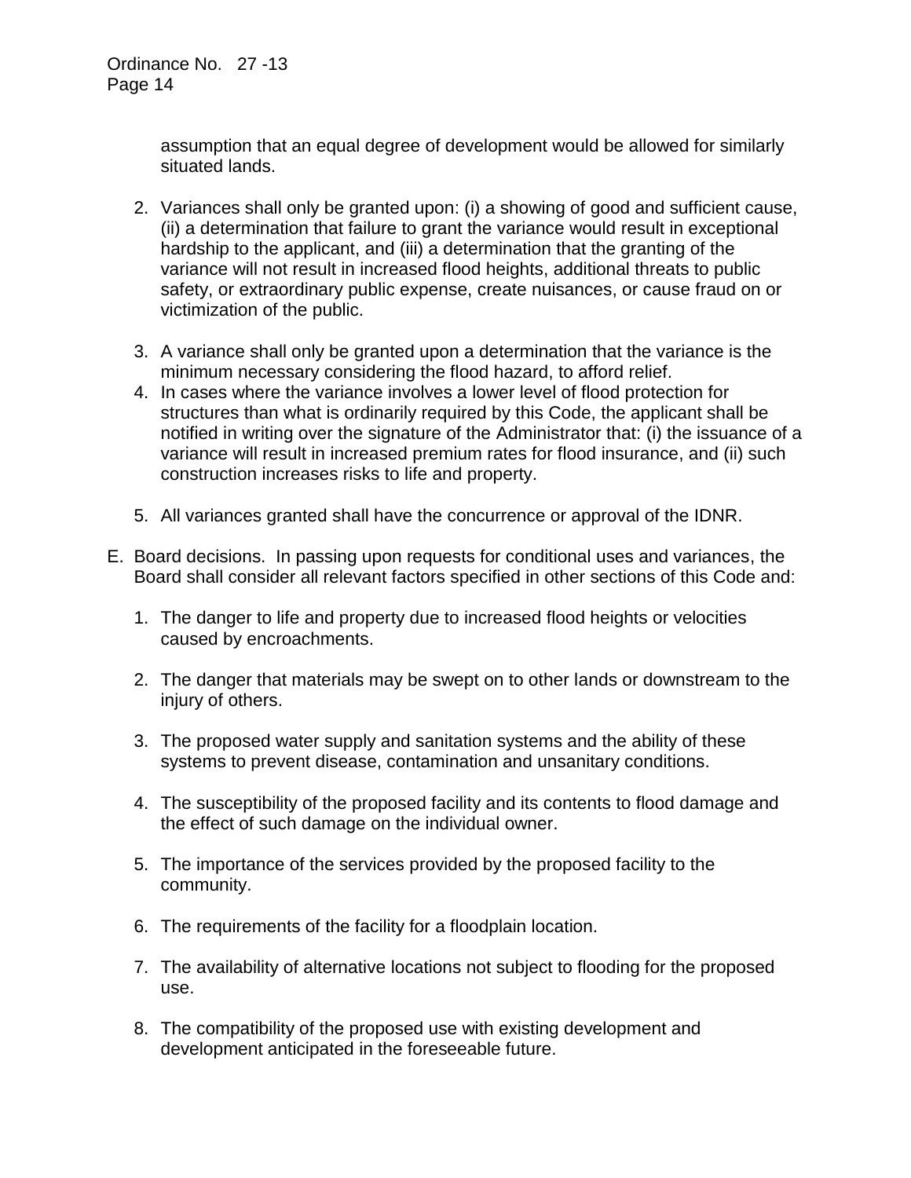assumption that an equal degree of development would be allowed for similarly situated lands.

2. Variances shall only be granted upon: (i) a showing of good and sufficient cause, (ii) a determination that failure to grant the variance would result in exceptional hardship to the applicant, and (iii) a determination that the granting of the variance will not result in increased flood heights, additional threats to public safety, or extraordinary public expense, create nuisances, or cause fraud on or victimization of the public.

3. A variance shall only be granted upon a determination that the variance is the minimum necessary considering the flood hazard, to afford relief.
4. In cases where the variance involves a lower level of flood protection for structures than what is ordinarily required by this Code, the applicant shall be notified in writing over the signature of the Administrator that: (i) the issuance of a variance will result in increased premium rates for flood insurance, and (ii) such construction increases risks to life and property.

5. All variances granted shall have the concurrence or approval of the IDNR.

E. Board decisions. In passing upon requests for conditional uses and variances, the Board shall consider all relevant factors specified in other sections of this Code and:

   1. The danger to life and property due to increased flood heights or velocities caused by encroachments.

   2. The danger that materials may be swept on to other lands or downstream to the injury of others.

   3. The proposed water supply and sanitation systems and the ability of these systems to prevent disease, contamination and unsanitary conditions.

   4. The susceptibility of the proposed facility and its contents to flood damage and the effect of such damage on the individual owner.

   5. The importance of the services provided by the proposed facility to the community.

   6. The requirements of the facility for a floodplain location.

   7. The availability of alternative locations not subject to flooding for the proposed use.

   8. The compatibility of the proposed use with existing development and development anticipated in the foreseeable future.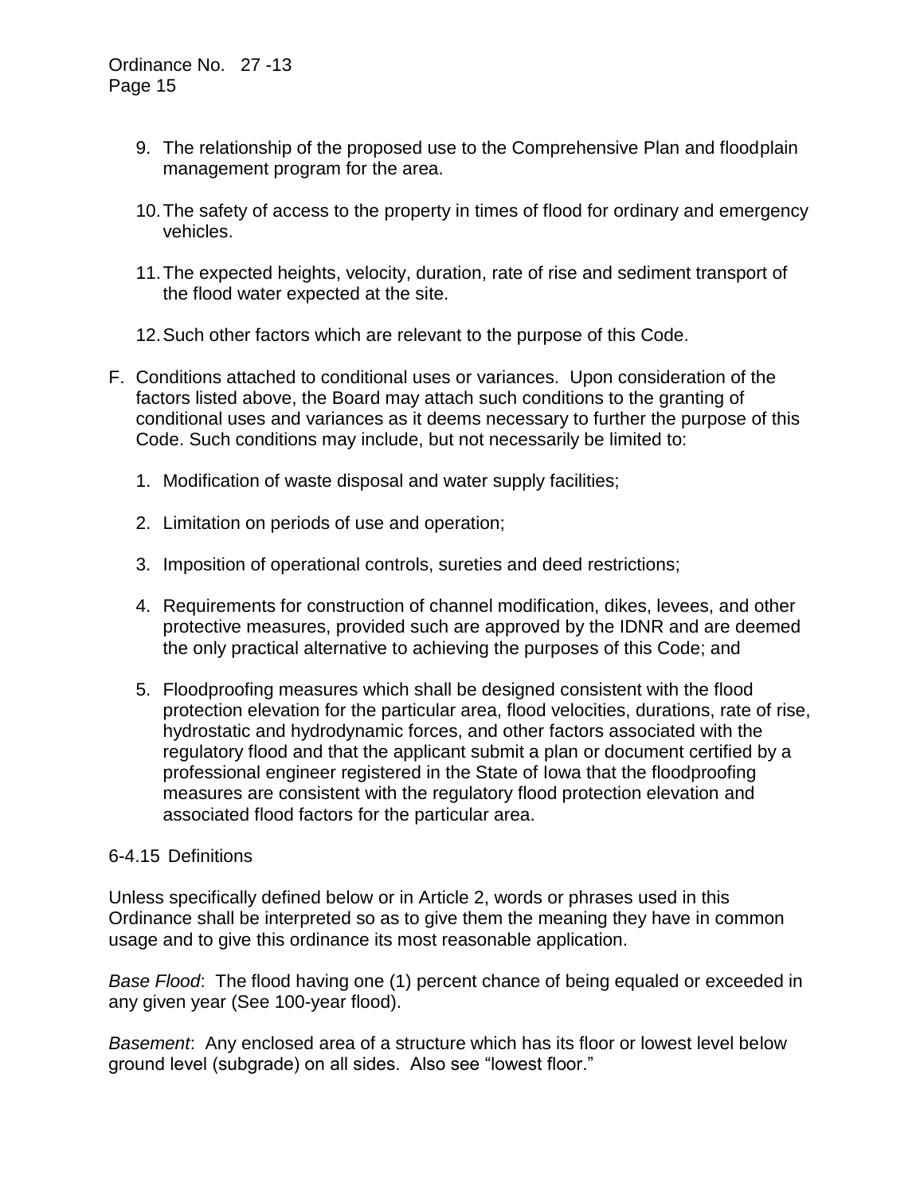9. The relationship of the proposed use to the Comprehensive Plan and floodplain management program for the area.

10. The safety of access to the property in times of flood for ordinary and emergency vehicles.

11. The expected heights, velocity, duration, rate of rise and sediment transport of the flood water expected at the site.

12. Such other factors which are relevant to the purpose of this Code.

F. Conditions attached to conditional uses or variances. Upon consideration of the factors listed above, the Board may attach such conditions to the granting of conditional uses and variances as it deems necessary to further the purpose of this Code. Such conditions may include, but not necessarily be limited to:

   1. Modification of waste disposal and water supply facilities;

   2. Limitation on periods of use and operation;

   3. Imposition of operational controls, sureties and deed restrictions;

   4. Requirements for construction of channel modification, dikes, levees, and other protective measures, provided such are approved by the IDNR and are deemed the only practical alternative to achieving the purposes of this Code; and

   5. Floodproofing measures which shall be designed consistent with the flood protection elevation for the particular area, flood velocities, durations, rate of rise, hydrostatic and hydrodynamic forces, and other factors associated with the regulatory flood and that the applicant submit a plan or document certified by a professional engineer registered in the State of Iowa that the floodproofing measures are consistent with the regulatory flood protection elevation and associated flood factors for the particular area.

## 6-4.15 Definitions

Unless specifically defined below or in Article 2, words or phrases used in this Ordinance shall be interpreted so as to give them the meaning they have in common usage and to give this ordinance its most reasonable application.

*Base Flood*: The flood having one (1) percent chance of being equaled or exceeded in any given year (See 100-year flood).

*Basement*: Any enclosed area of a structure which has its floor or lowest level below ground level (subgrade) on all sides. Also see "lowest floor."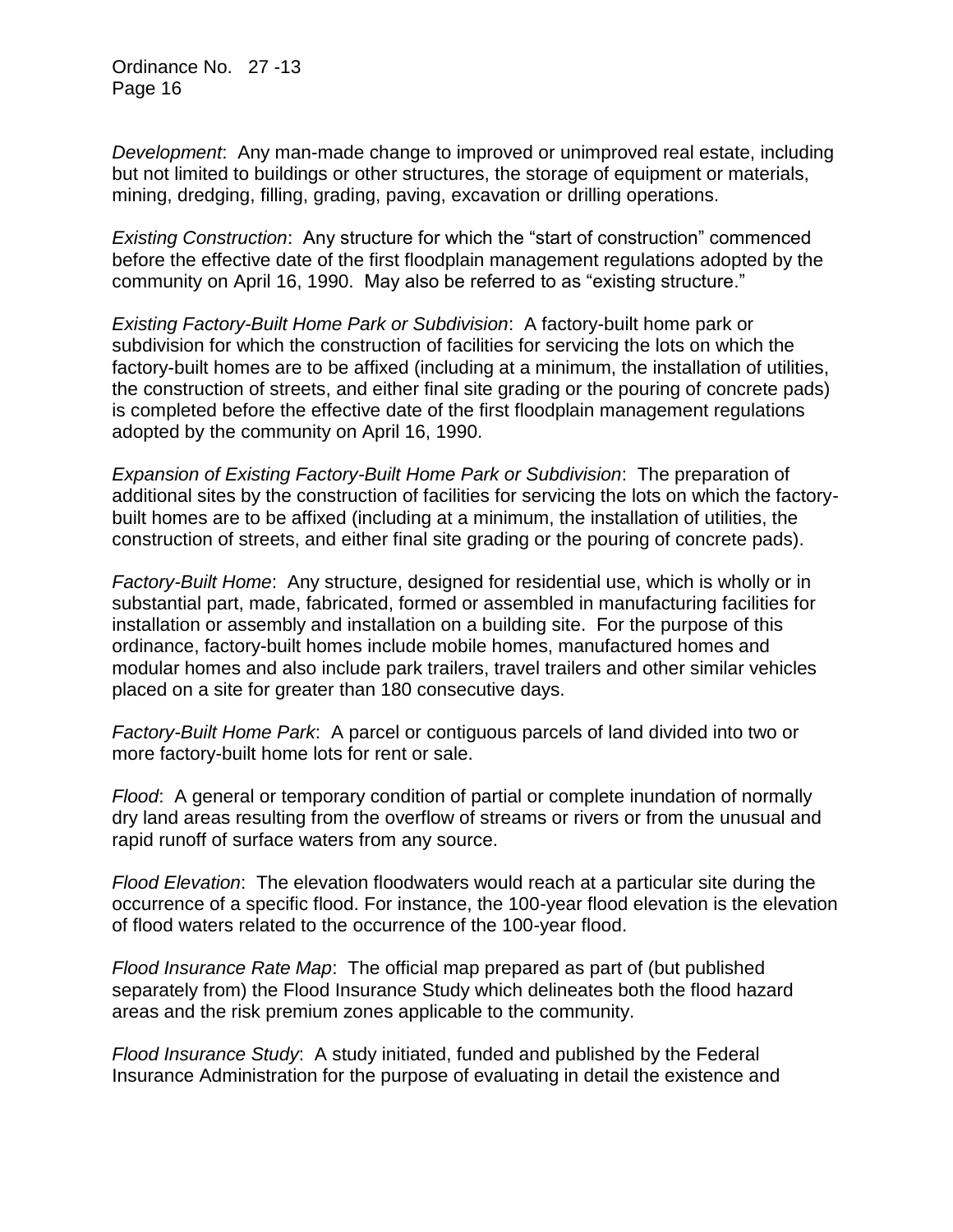*Development*: Any man-made change to improved or unimproved real estate, including but not limited to buildings or other structures, the storage of equipment or materials, mining, dredging, filling, grading, paving, excavation or drilling operations.

*Existing Construction*: Any structure for which the "start of construction" commenced before the effective date of the first floodplain management regulations adopted by the community on April 16, 1990. May also be referred to as "existing structure."

*Existing Factory-Built Home Park or Subdivision*: A factory-built home park or subdivision for which the construction of facilities for servicing the lots on which the factory-built homes are to be affixed (including at a minimum, the installation of utilities, the construction of streets, and either final site grading or the pouring of concrete pads) is completed before the effective date of the first floodplain management regulations adopted by the community on April 16, 1990.

*Expansion of Existing Factory-Built Home Park or Subdivision*: The preparation of additional sites by the construction of facilities for servicing the lots on which the factory-built homes are to be affixed (including at a minimum, the installation of utilities, the construction of streets, and either final site grading or the pouring of concrete pads).

*Factory-Built Home*: Any structure, designed for residential use, which is wholly or in substantial part, made, fabricated, formed or assembled in manufacturing facilities for installation or assembly and installation on a building site. For the purpose of this ordinance, factory-built homes include mobile homes, manufactured homes and modular homes and also include park trailers, travel trailers and other similar vehicles placed on a site for greater than 180 consecutive days.

*Factory-Built Home Park*: A parcel or contiguous parcels of land divided into two or more factory-built home lots for rent or sale.

*Flood*: A general or temporary condition of partial or complete inundation of normally dry land areas resulting from the overflow of streams or rivers or from the unusual and rapid runoff of surface waters from any source.

*Flood Elevation*: The elevation floodwaters would reach at a particular site during the occurrence of a specific flood. For instance, the 100-year flood elevation is the elevation of flood waters related to the occurrence of the 100-year flood.

*Flood Insurance Rate Map*: The official map prepared as part of (but published separately from) the Flood Insurance Study which delineates both the flood hazard areas and the risk premium zones applicable to the community.

*Flood Insurance Study*: A study initiated, funded and published by the Federal Insurance Administration for the purpose of evaluating in detail the existence and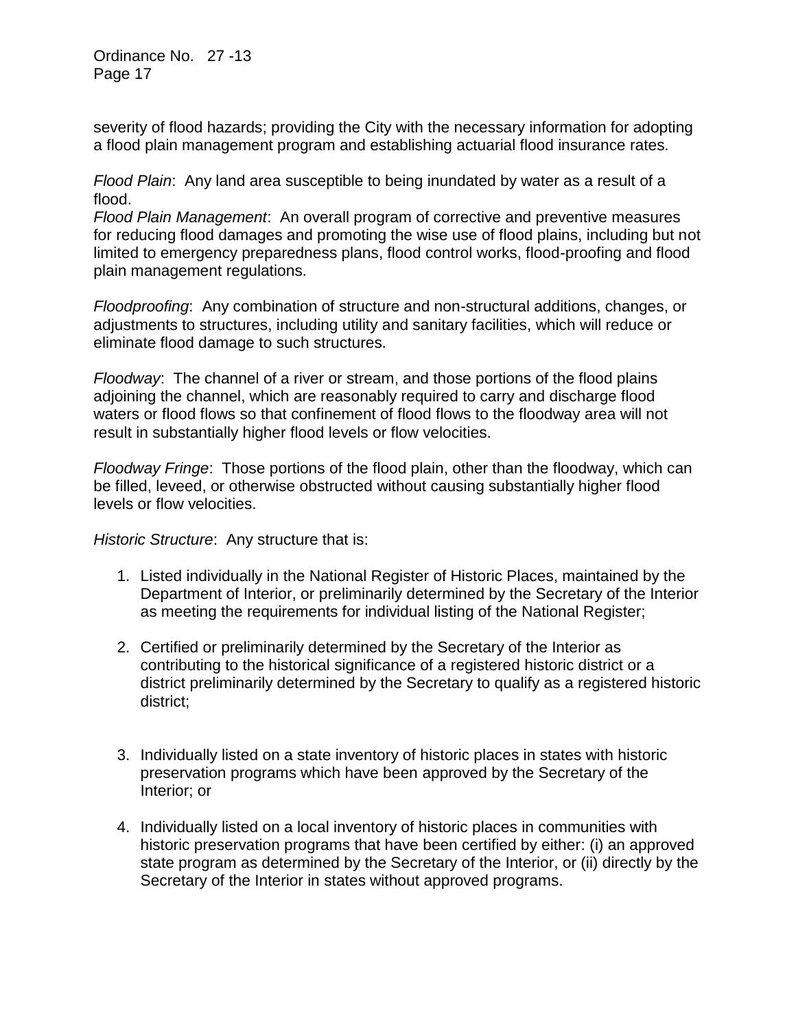severity of flood hazards; providing the City with the necessary information for adopting a flood plain management program and establishing actuarial flood insurance rates.

*Flood Plain*: Any land area susceptible to being inundated by water as a result of a flood.
*Flood Plain Management*: An overall program of corrective and preventive measures for reducing flood damages and promoting the wise use of flood plains, including but not limited to emergency preparedness plans, flood control works, flood-proofing and flood plain management regulations.

*Floodproofing*: Any combination of structure and non-structural additions, changes, or adjustments to structures, including utility and sanitary facilities, which will reduce or eliminate flood damage to such structures.

*Floodway*: The channel of a river or stream, and those portions of the flood plains adjoining the channel, which are reasonably required to carry and discharge flood waters or flood flows so that confinement of flood flows to the floodway area will not result in substantially higher flood levels or flow velocities.

*Floodway Fringe*: Those portions of the flood plain, other than the floodway, which can be filled, leveed, or otherwise obstructed without causing substantially higher flood levels or flow velocities.

*Historic Structure*: Any structure that is:

1. Listed individually in the National Register of Historic Places, maintained by the Department of Interior, or preliminarily determined by the Secretary of the Interior as meeting the requirements for individual listing of the National Register;

2. Certified or preliminarily determined by the Secretary of the Interior as contributing to the historical significance of a registered historic district or a district preliminarily determined by the Secretary to qualify as a registered historic district;

3. Individually listed on a state inventory of historic places in states with historic preservation programs which have been approved by the Secretary of the Interior; or

4. Individually listed on a local inventory of historic places in communities with historic preservation programs that have been certified by either: (i) an approved state program as determined by the Secretary of the Interior, or (ii) directly by the Secretary of the Interior in states without approved programs.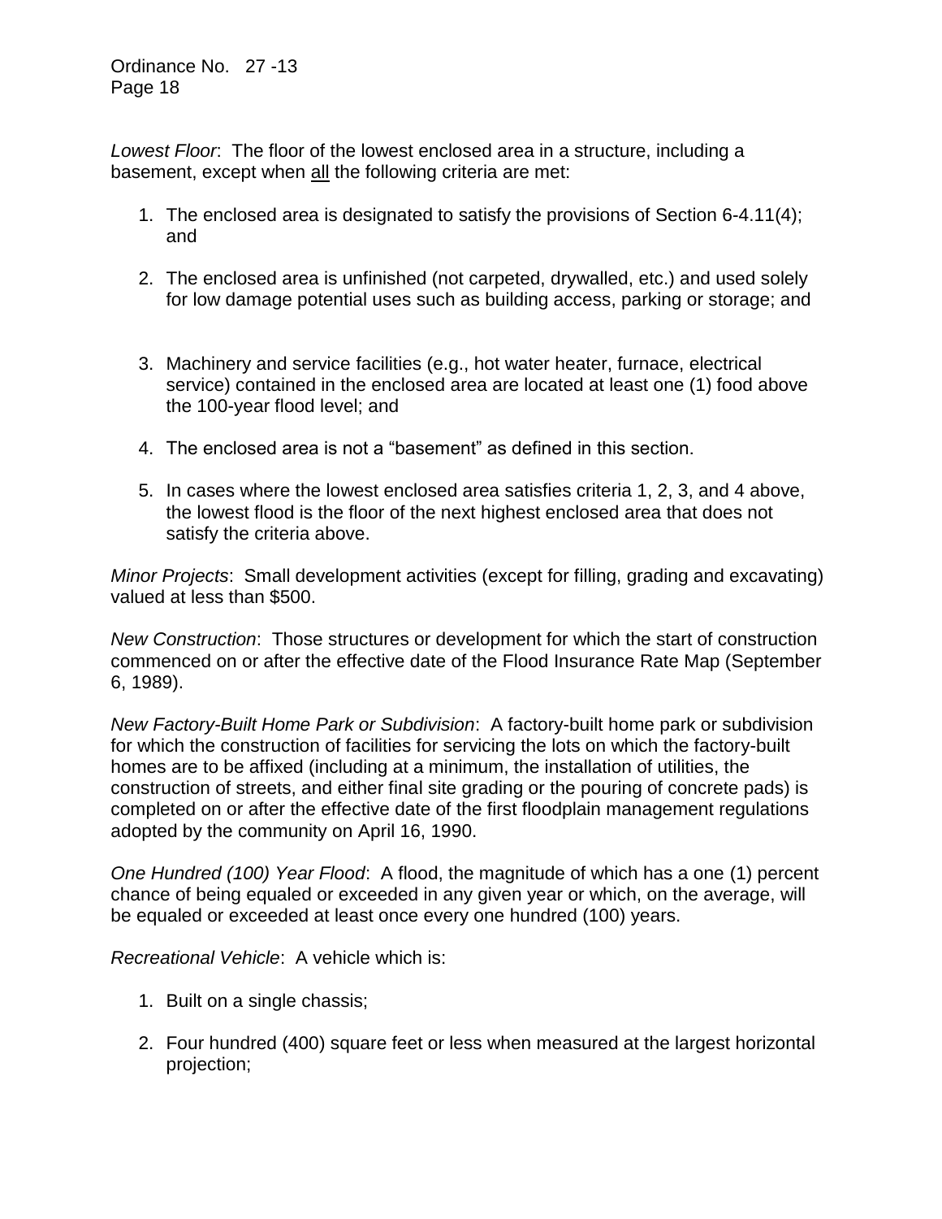*Lowest Floor*: The floor of the lowest enclosed area in a structure, including a basement, except when <u>all</u> the following criteria are met:

1. The enclosed area is designated to satisfy the provisions of Section 6-4.11(4); and
2. The enclosed area is unfinished (not carpeted, drywalled, etc.) and used solely for low damage potential uses such as building access, parking or storage; and
3. Machinery and service facilities (e.g., hot water heater, furnace, electrical service) contained in the enclosed area are located at least one (1) food above the 100-year flood level; and
4. The enclosed area is not a "basement" as defined in this section.
5. In cases where the lowest enclosed area satisfies criteria 1, 2, 3, and 4 above, the lowest flood is the floor of the next highest enclosed area that does not satisfy the criteria above.

*Minor Projects*: Small development activities (except for filling, grading and excavating) valued at less than $500.

*New Construction*: Those structures or development for which the start of construction commenced on or after the effective date of the Flood Insurance Rate Map (September 6, 1989).

*New Factory-Built Home Park or Subdivision*: A factory-built home park or subdivision for which the construction of facilities for servicing the lots on which the factory-built homes are to be affixed (including at a minimum, the installation of utilities, the construction of streets, and either final site grading or the pouring of concrete pads) is completed on or after the effective date of the first floodplain management regulations adopted by the community on April 16, 1990.

*One Hundred (100) Year Flood*: A flood, the magnitude of which has a one (1) percent chance of being equaled or exceeded in any given year or which, on the average, will be equaled or exceeded at least once every one hundred (100) years.

*Recreational Vehicle*: A vehicle which is:

1. Built on a single chassis;
2. Four hundred (400) square feet or less when measured at the largest horizontal projection;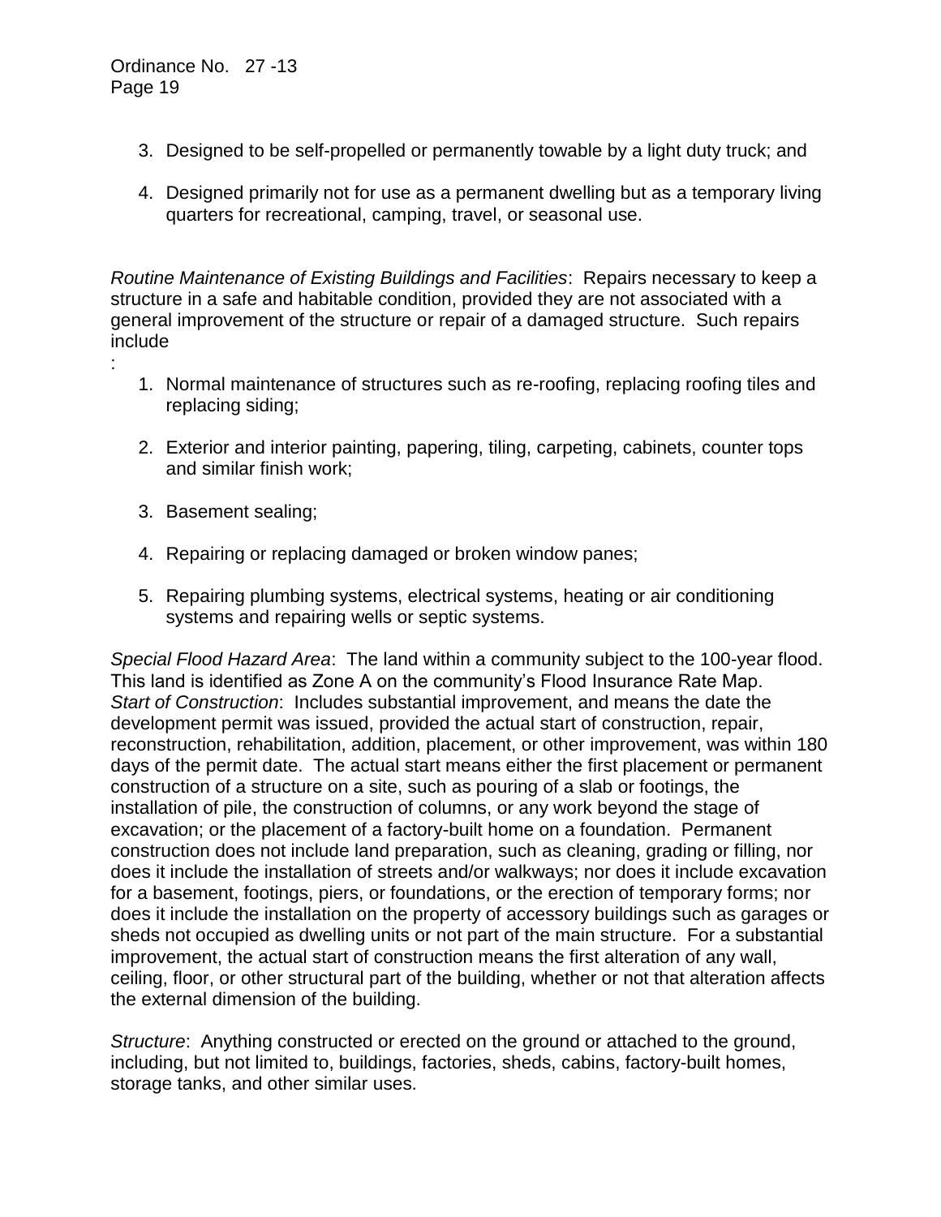3. Designed to be self-propelled or permanently towable by a light duty truck; and

4. Designed primarily not for use as a permanent dwelling but as a temporary living quarters for recreational, camping, travel, or seasonal use.

*Routine Maintenance of Existing Buildings and Facilities*: Repairs necessary to keep a structure in a safe and habitable condition, provided they are not associated with a general improvement of the structure or repair of a damaged structure. Such repairs include
:

1. Normal maintenance of structures such as re-roofing, replacing roofing tiles and replacing siding;

2. Exterior and interior painting, papering, tiling, carpeting, cabinets, counter tops and similar finish work;

3. Basement sealing;

4. Repairing or replacing damaged or broken window panes;

5. Repairing plumbing systems, electrical systems, heating or air conditioning systems and repairing wells or septic systems.

*Special Flood Hazard Area*: The land within a community subject to the 100-year flood. This land is identified as Zone A on the community's Flood Insurance Rate Map.
*Start of Construction*: Includes substantial improvement, and means the date the development permit was issued, provided the actual start of construction, repair, reconstruction, rehabilitation, addition, placement, or other improvement, was within 180 days of the permit date. The actual start means either the first placement or permanent construction of a structure on a site, such as pouring of a slab or footings, the installation of pile, the construction of columns, or any work beyond the stage of excavation; or the placement of a factory-built home on a foundation. Permanent construction does not include land preparation, such as cleaning, grading or filling, nor does it include the installation of streets and/or walkways; nor does it include excavation for a basement, footings, piers, or foundations, or the erection of temporary forms; nor does it include the installation on the property of accessory buildings such as garages or sheds not occupied as dwelling units or not part of the main structure. For a substantial improvement, the actual start of construction means the first alteration of any wall, ceiling, floor, or other structural part of the building, whether or not that alteration affects the external dimension of the building.

*Structure*: Anything constructed or erected on the ground or attached to the ground, including, but not limited to, buildings, factories, sheds, cabins, factory-built homes, storage tanks, and other similar uses.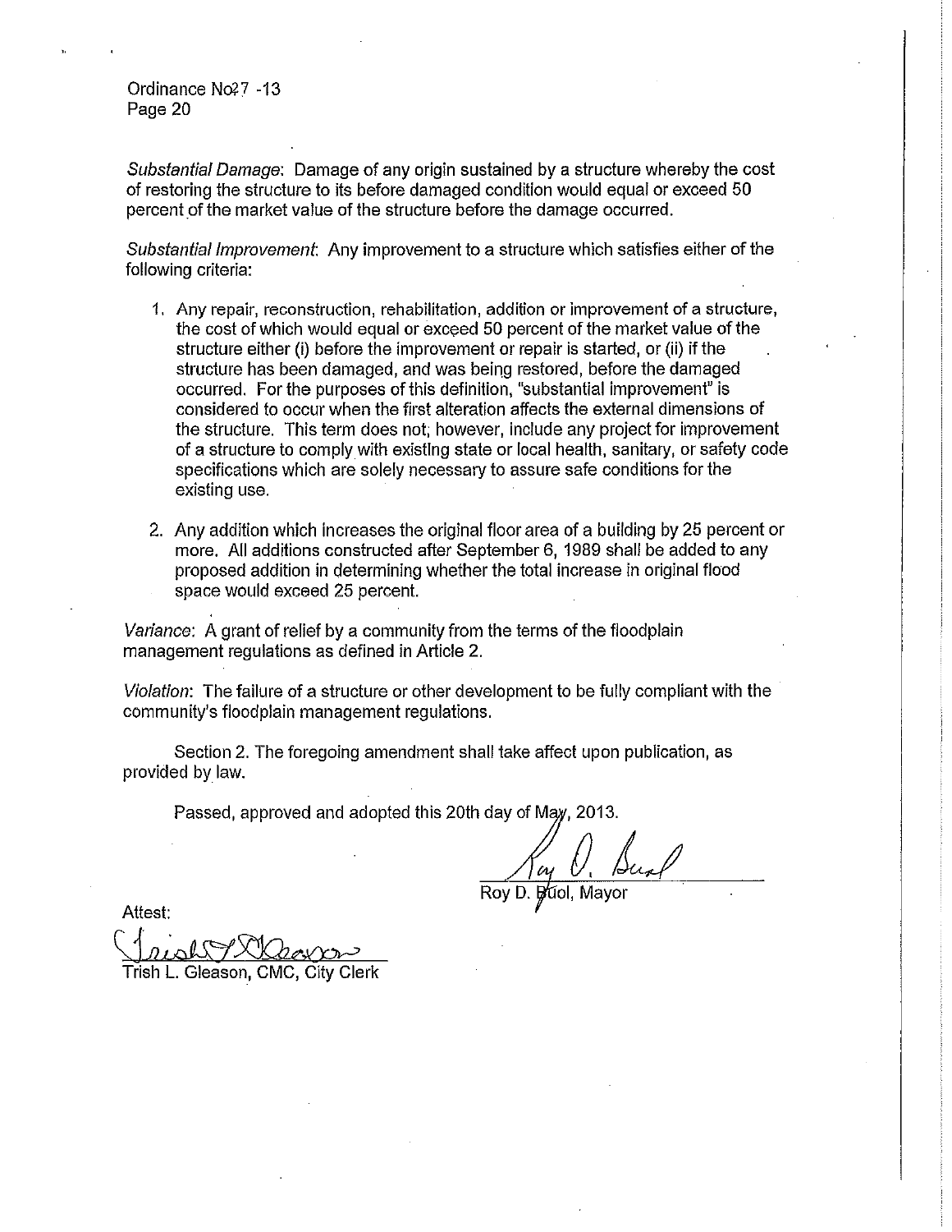Ordinance No27 -13
Page 20

*Substantial Damage*: Damage of any origin sustained by a structure whereby the cost of restoring the structure to its before damaged condition would equal or exceed 50 percent of the market value of the structure before the damage occurred.

*Substantial Improvement*: Any improvement to a structure which satisfies either of the following criteria:

1. Any repair, reconstruction, rehabilitation, addition or improvement of a structure, the cost of which would equal or exceed 50 percent of the market value of the structure either (i) before the improvement or repair is started, or (ii) if the structure has been damaged, and was being restored, before the damaged occurred. For the purposes of this definition, "substantial improvement" is considered to occur when the first alteration affects the external dimensions of the structure. This term does not; however, include any project for improvement of a structure to comply with existing state or local health, sanitary, or safety code specifications which are solely necessary to assure safe conditions for the existing use.

2. Any addition which increases the original floor area of a building by 25 percent or more. All additions constructed after September 6, 1989 shall be added to any proposed addition in determining whether the total increase in original flood space would exceed 25 percent.

*Variance*: A grant of relief by a community from the terms of the floodplain management regulations as defined in Article 2.

*Violation*: The failure of a structure or other development to be fully compliant with the community's floodplain management regulations.

Section 2. The foregoing amendment shall take affect upon publication, as provided by law.

Passed, approved and adopted this 20th day of May, 2013.

Roy D. Buol, Mayor

Attest:

Trish L. Gleason, CMC, City Clerk